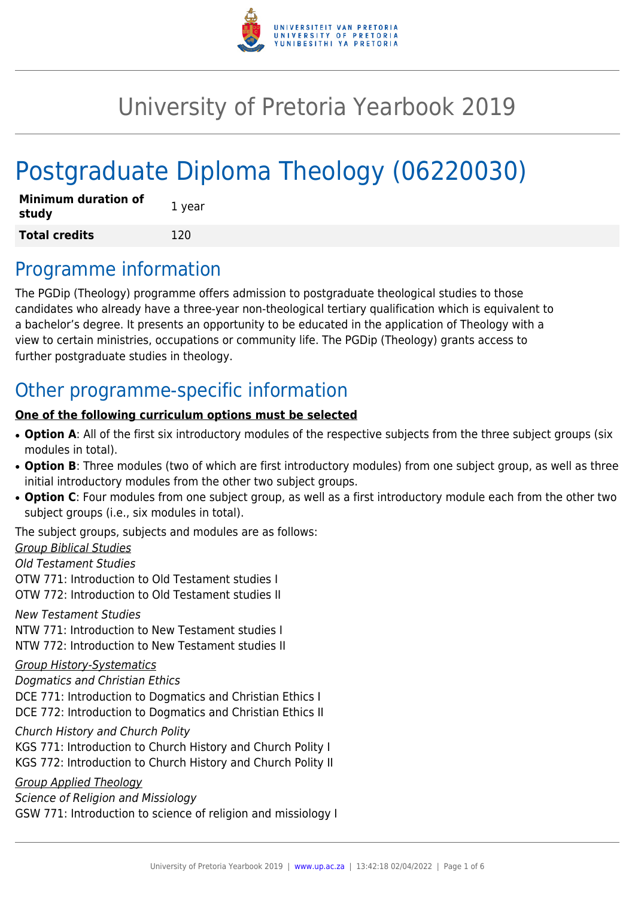# University of Pretoria Yearbook 2019

# Postgraduate Diploma Theology (06220030)

| **Minimum duration of study** | 1 year |
| --- | --- |
| **Total credits** | 120 |

## Programme information

The PGDip (Theology) programme offers admission to postgraduate theological studies to those candidates who already have a three-year non-theological tertiary qualification which is equivalent to a bachelor's degree. It presents an opportunity to be educated in the application of Theology with a view to certain ministries, occupations or community life. The PGDip (Theology) grants access to further postgraduate studies in theology.

## Other programme-specific information

**One of the following curriculum options must be selected**

- **Option A**: All of the first six introductory modules of the respective subjects from the three subject groups (six modules in total).
- **Option B**: Three modules (two of which are first introductory modules) from one subject group, as well as three initial introductory modules from the other two subject groups.
- **Option C**: Four modules from one subject group, as well as a first introductory module each from the other two subject groups (i.e., six modules in total).

The subject groups, subjects and modules are as follows:

*Group Biblical Studies*

*Old Testament Studies*

OTW 771: Introduction to Old Testament studies I

OTW 772: Introduction to Old Testament studies II

*New Testament Studies*

NTW 771: Introduction to New Testament studies I

NTW 772: Introduction to New Testament studies II

*Group History-Systematics*

*Dogmatics and Christian Ethics*

DCE 771: Introduction to Dogmatics and Christian Ethics I

DCE 772: Introduction to Dogmatics and Christian Ethics II

*Church History and Church Polity*

KGS 771: Introduction to Church History and Church Polity I

KGS 772: Introduction to Church History and Church Polity II

*Group Applied Theology*

*Science of Religion and Missiology*

GSW 771: Introduction to science of religion and missiology I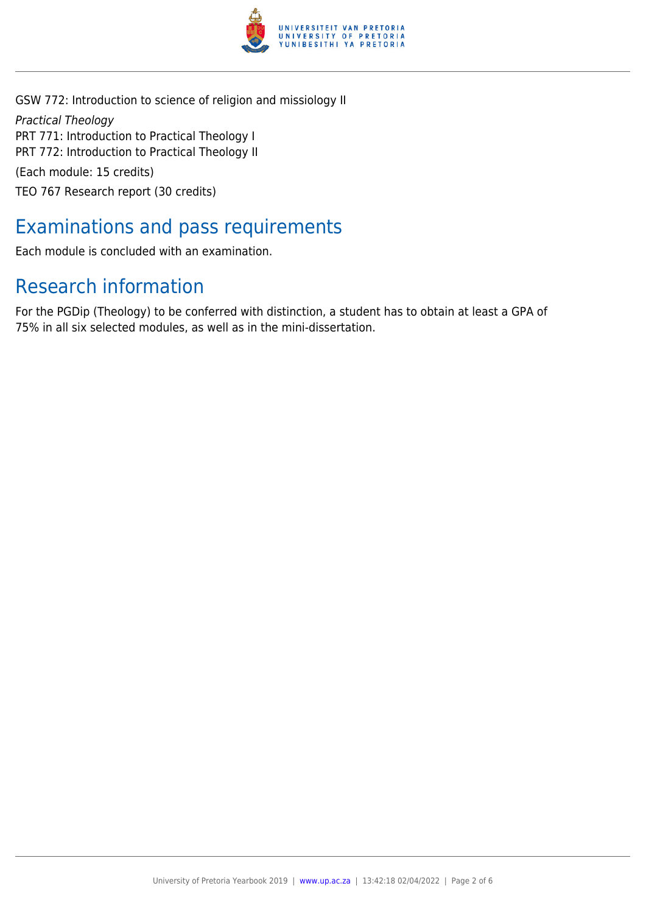GSW 772: Introduction to science of religion and missiology II

*Practical Theology*

PRT 771: Introduction to Practical Theology I

PRT 772: Introduction to Practical Theology II

(Each module: 15 credits)

TEO 767 Research report (30 credits)

## Examinations and pass requirements

Each module is concluded with an examination.

## Research information

For the PGDip (Theology) to be conferred with distinction, a student has to obtain at least a GPA of 75% in all six selected modules, as well as in the mini-dissertation.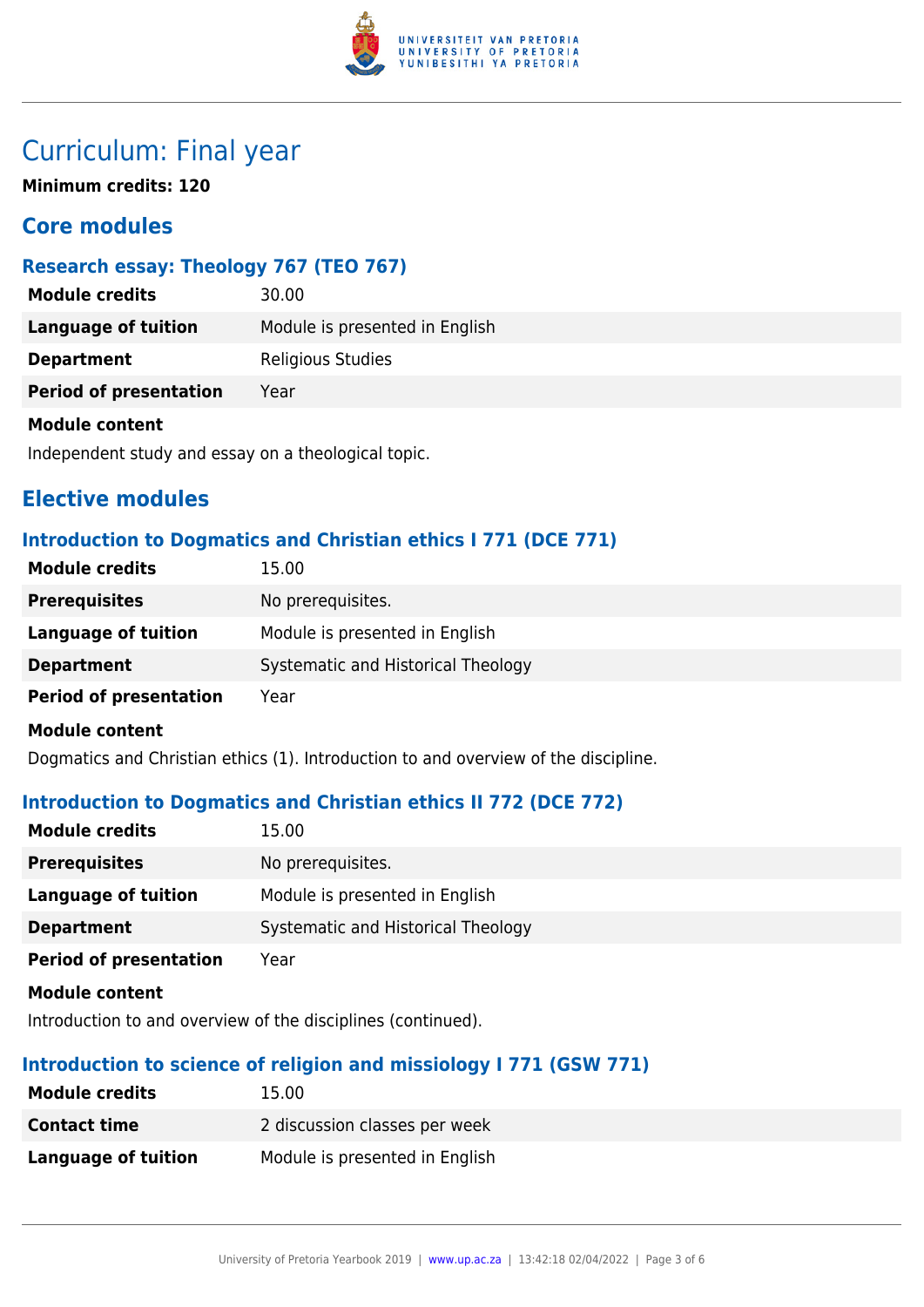# Curriculum: Final year

**Minimum credits: 120**

## Core modules

### Research essay: Theology 767 (TEO 767)

| | |
|---|---|
| **Module credits** | 30.00 |
| **Language of tuition** | Module is presented in English |
| **Department** | Religious Studies |
| **Period of presentation** | Year |

**Module content**

Independent study and essay on a theological topic.

## Elective modules

### Introduction to Dogmatics and Christian ethics I 771 (DCE 771)

| | |
|---|---|
| **Module credits** | 15.00 |
| **Prerequisites** | No prerequisites. |
| **Language of tuition** | Module is presented in English |
| **Department** | Systematic and Historical Theology |
| **Period of presentation** | Year |

**Module content**

Dogmatics and Christian ethics (1). Introduction to and overview of the discipline.

### Introduction to Dogmatics and Christian ethics II 772 (DCE 772)

| | |
|---|---|
| **Module credits** | 15.00 |
| **Prerequisites** | No prerequisites. |
| **Language of tuition** | Module is presented in English |
| **Department** | Systematic and Historical Theology |
| **Period of presentation** | Year |

**Module content**

Introduction to and overview of the disciplines (continued).

### Introduction to science of religion and missiology I 771 (GSW 771)

| | |
|---|---|
| **Module credits** | 15.00 |
| **Contact time** | 2 discussion classes per week |
| **Language of tuition** | Module is presented in English |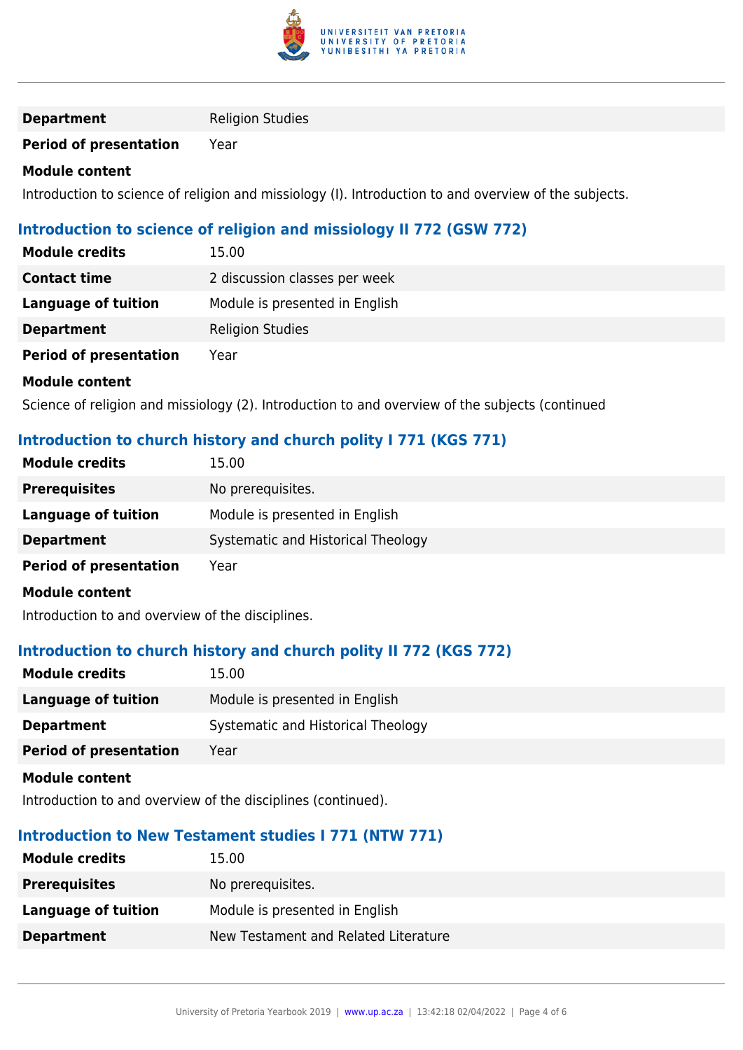| | |
|---|---|
| **Department** | Religion Studies |
| **Period of presentation** | Year |

**Module content**

Introduction to science of religion and missiology (I). Introduction to and overview of the subjects.

### Introduction to science of religion and missiology II 772 (GSW 772)

| | |
|---|---|
| **Module credits** | 15.00 |
| **Contact time** | 2 discussion classes per week |
| **Language of tuition** | Module is presented in English |
| **Department** | Religion Studies |
| **Period of presentation** | Year |

**Module content**

Science of religion and missiology (2). Introduction to and overview of the subjects (continued

### Introduction to church history and church polity I 771 (KGS 771)

| | |
|---|---|
| **Module credits** | 15.00 |
| **Prerequisites** | No prerequisites. |
| **Language of tuition** | Module is presented in English |
| **Department** | Systematic and Historical Theology |
| **Period of presentation** | Year |

**Module content**

Introduction to and overview of the disciplines.

### Introduction to church history and church polity II 772 (KGS 772)

| | |
|---|---|
| **Module credits** | 15.00 |
| **Language of tuition** | Module is presented in English |
| **Department** | Systematic and Historical Theology |
| **Period of presentation** | Year |

**Module content**

Introduction to and overview of the disciplines (continued).

### Introduction to New Testament studies I 771 (NTW 771)

| | |
|---|---|
| **Module credits** | 15.00 |
| **Prerequisites** | No prerequisites. |
| **Language of tuition** | Module is presented in English |
| **Department** | New Testament and Related Literature |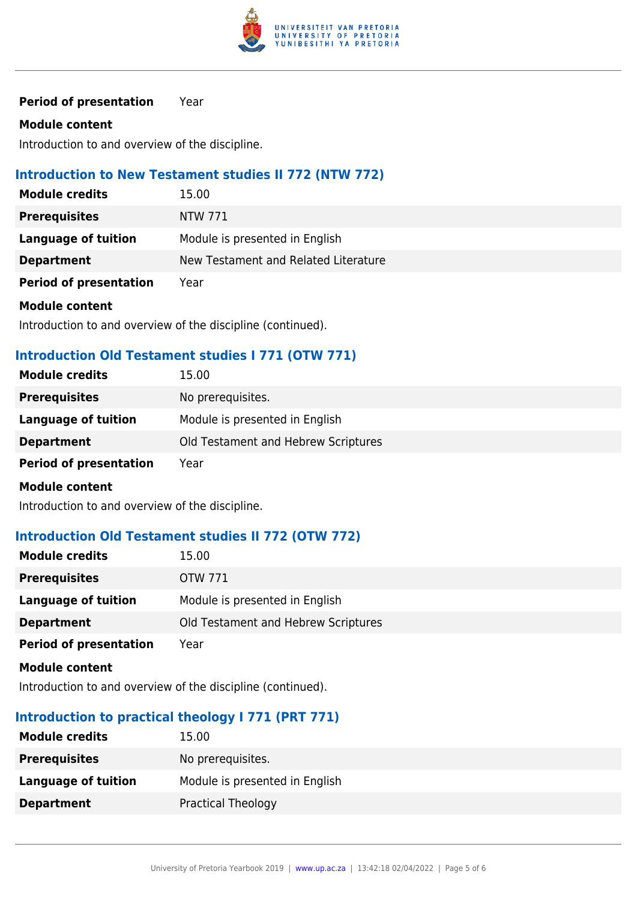| | |
|---|---|
| **Period of presentation** | Year |

**Module content**

Introduction to and overview of the discipline.

### Introduction to New Testament studies II 772 (NTW 772)

| | |
|---|---|
| **Module credits** | 15.00 |
| **Prerequisites** | NTW 771 |
| **Language of tuition** | Module is presented in English |
| **Department** | New Testament and Related Literature |
| **Period of presentation** | Year |

**Module content**

Introduction to and overview of the discipline (continued).

### Introduction Old Testament studies I 771 (OTW 771)

| | |
|---|---|
| **Module credits** | 15.00 |
| **Prerequisites** | No prerequisites. |
| **Language of tuition** | Module is presented in English |
| **Department** | Old Testament and Hebrew Scriptures |
| **Period of presentation** | Year |

**Module content**

Introduction to and overview of the discipline.

### Introduction Old Testament studies II 772 (OTW 772)

| | |
|---|---|
| **Module credits** | 15.00 |
| **Prerequisites** | OTW 771 |
| **Language of tuition** | Module is presented in English |
| **Department** | Old Testament and Hebrew Scriptures |
| **Period of presentation** | Year |

**Module content**

Introduction to and overview of the discipline (continued).

### Introduction to practical theology I 771 (PRT 771)

| | |
|---|---|
| **Module credits** | 15.00 |
| **Prerequisites** | No prerequisites. |
| **Language of tuition** | Module is presented in English |
| **Department** | Practical Theology |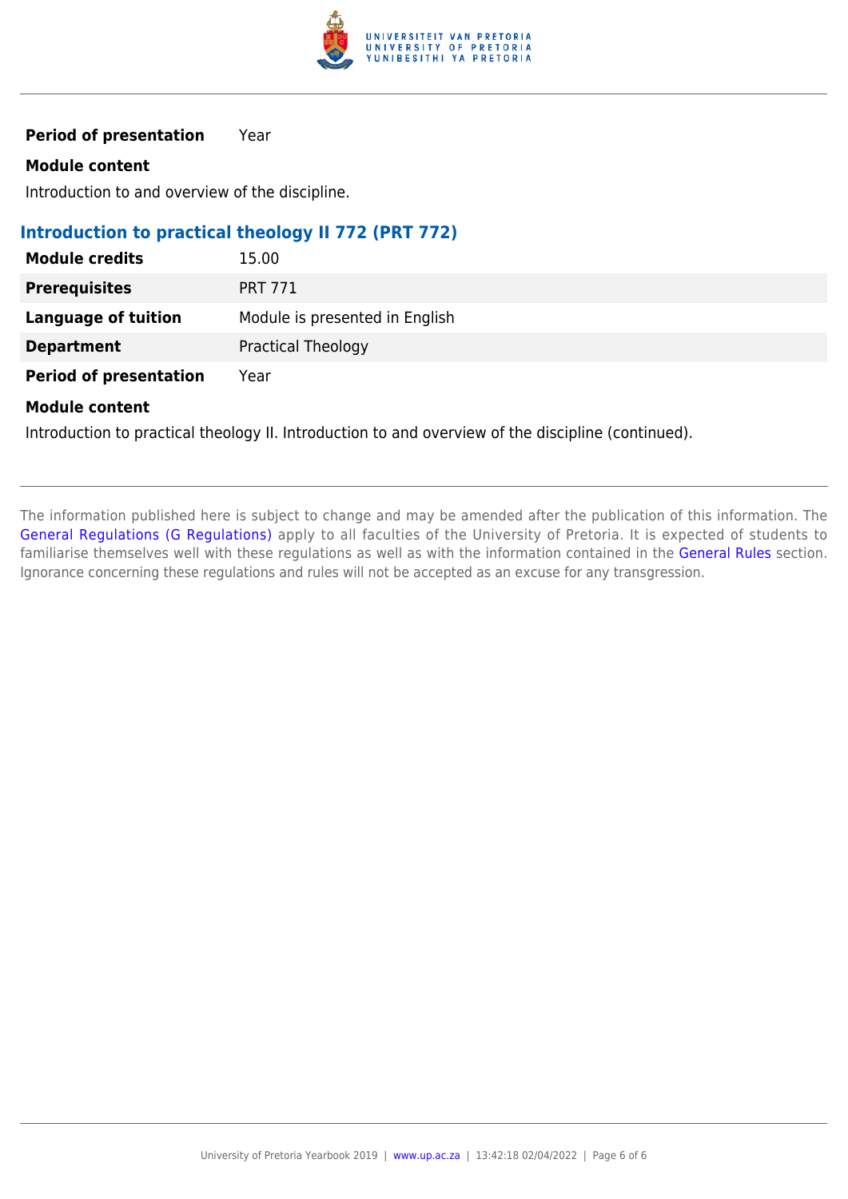| | |
|---|---|
| **Period of presentation** | Year |

**Module content**

Introduction to and overview of the discipline.

### Introduction to practical theology II 772 (PRT 772)

| | |
|---|---|
| **Module credits** | 15.00 |
| **Prerequisites** | PRT 771 |
| **Language of tuition** | Module is presented in English |
| **Department** | Practical Theology |
| **Period of presentation** | Year |

**Module content**

Introduction to practical theology II. Introduction to and overview of the discipline (continued).

The information published here is subject to change and may be amended after the publication of this information. The General Regulations (G Regulations) apply to all faculties of the University of Pretoria. It is expected of students to familiarise themselves well with these regulations as well as with the information contained in the General Rules section. Ignorance concerning these regulations and rules will not be accepted as an excuse for any transgression.